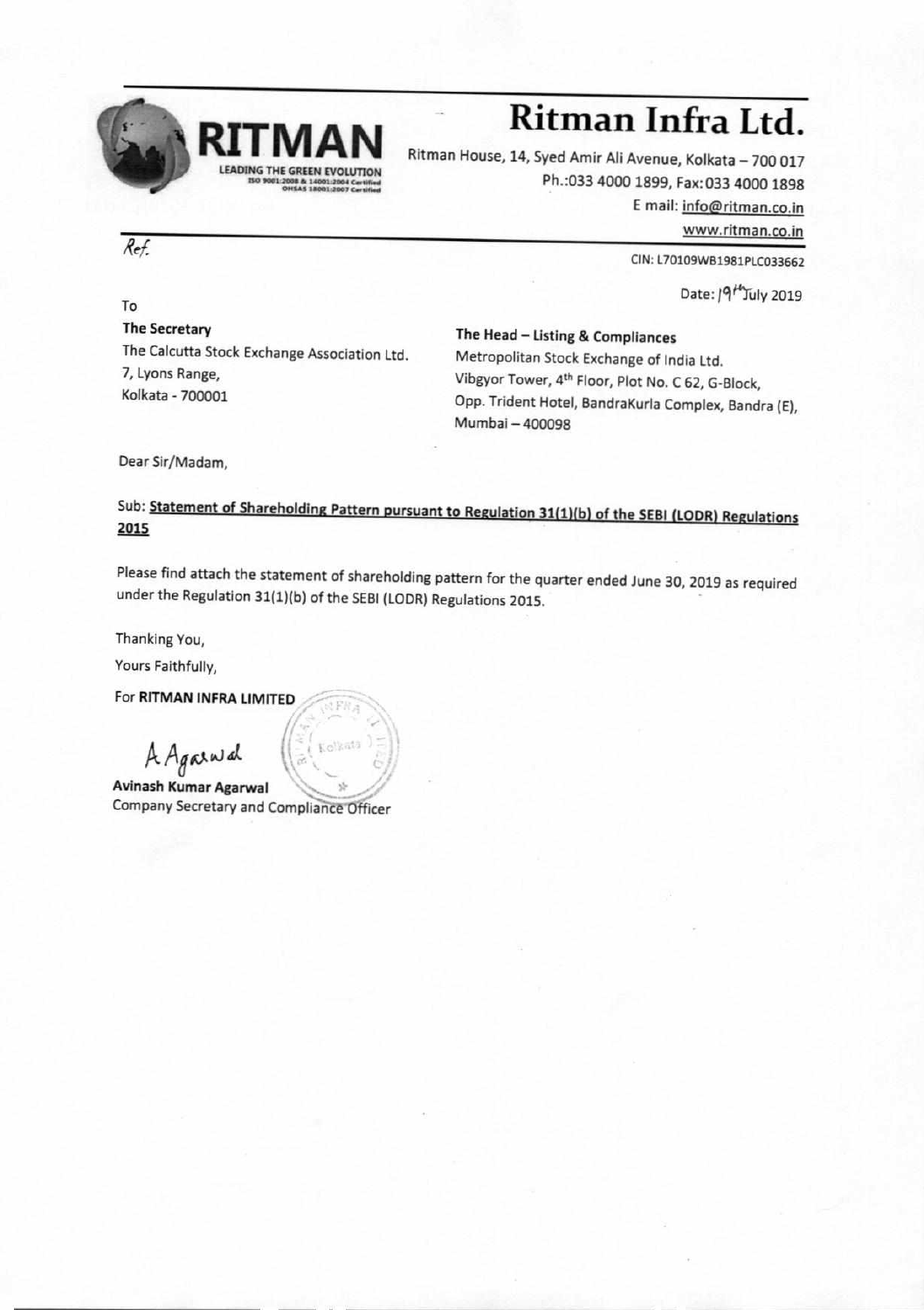**RITMAN**

LEADING THE GREEN EVOLUTION
ISO 9001:2008 & 14001:2004 Certified
OHSAS 18001:2007 Certified

# Ritman Infra Ltd.

Ritman House, 14, Syed Amir Ali Avenue, Kolkata – 700 017
Ph.:033 4000 1899, Fax:033 4000 1898
E mail: info@ritman.co.in
www.ritman.co.in

Ref.

CIN: L70109WB1981PLC033662

Date: 19th July 2019

To

**The Secretary**
The Calcutta Stock Exchange Association Ltd.
7, Lyons Range,
Kolkata - 700001

**The Head – Listing & Compliances**
Metropolitan Stock Exchange of India Ltd.
Vibgyor Tower, 4th Floor, Plot No. C 62, G-Block,
Opp. Trident Hotel, BandraKurla Complex, Bandra (E),
Mumbai – 400098

Dear Sir/Madam,

Sub: **Statement of Shareholding Pattern pursuant to Regulation 31(1)(b) of the SEBI (LODR) Regulations 2015**

Please find attach the statement of shareholding pattern for the quarter ended June 30, 2019 as required under the Regulation 31(1)(b) of the SEBI (LODR) Regulations 2015.

Thanking You,

Yours Faithfully,

For **RITMAN INFRA LIMITED**

A Agarwal

**Avinash Kumar Agarwal**
Company Secretary and Compliance Officer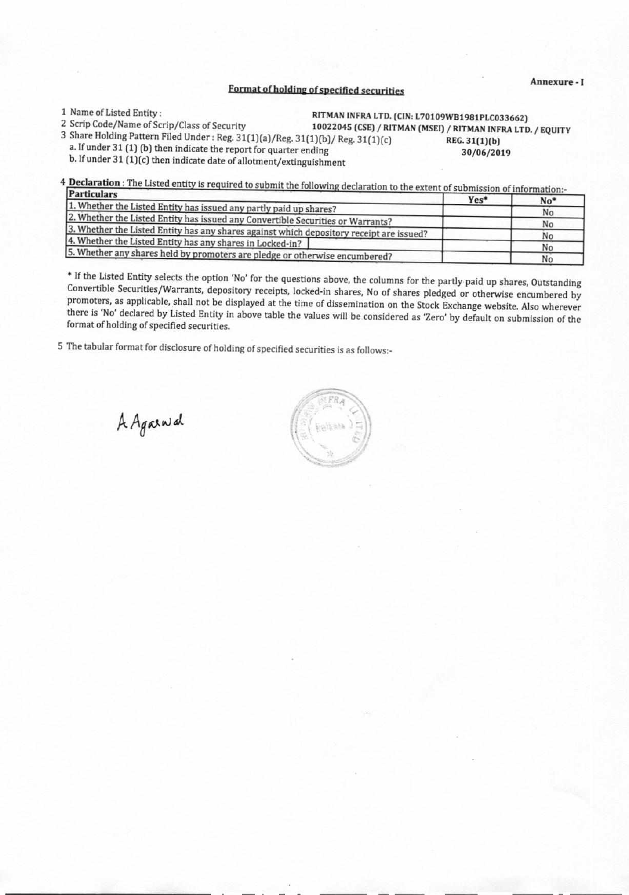Annexure - I

## Format of holding of specified securities

1 Name of Listed Entity : RITMAN INFRA LTD. (CIN: L70109WB1981PLC033662)

2 Scrip Code/Name of Scrip/Class of Security 10022045 (CSE) / RITMAN (MSEI) / RITMAN INFRA LTD. / EQUITY

3 Share Holding Pattern Filed Under : Reg. 31(1)(a)/Reg. 31(1)(b)/ Reg. 31(1)(c) REG. 31(1)(b)

a. If under 31 (1) (b) then indicate the report for quarter ending 30/06/2019

b. If under 31 (1)(c) then indicate date of allotment/extinguishment

4 **Declaration** : The Listed entity is required to submit the following declaration to the extent of submission of information:-

| Particulars | Yes* | No* |
|---|---|---|
| 1. Whether the Listed Entity has issued any partly paid up shares? | | No |
| 2. Whether the Listed Entity has issued any Convertible Securities or Warrants? | | No |
| 3. Whether the Listed Entity has any shares against which depository receipt are issued? | | No |
| 4. Whether the Listed Entity has any shares in Locked-in? | | No |
| 5. Whether any shares held by promoters are pledge or otherwise encumbered? | | No |

\* If the Listed Entity selects the option 'No' for the questions above, the columns for the partly paid up shares, Outstanding Convertible Securities/Warrants, depository receipts, locked-in shares, No of shares pledged or otherwise encumbered by promoters, as applicable, shall not be displayed at the time of dissemination on the Stock Exchange website. Also wherever there is 'No' declared by Listed Entity in above table the values will be considered as 'Zero' by default on submission of the format of holding of specified securities.

5 The tabular format for disclosure of holding of specified securities is as follows:-

A Agarwal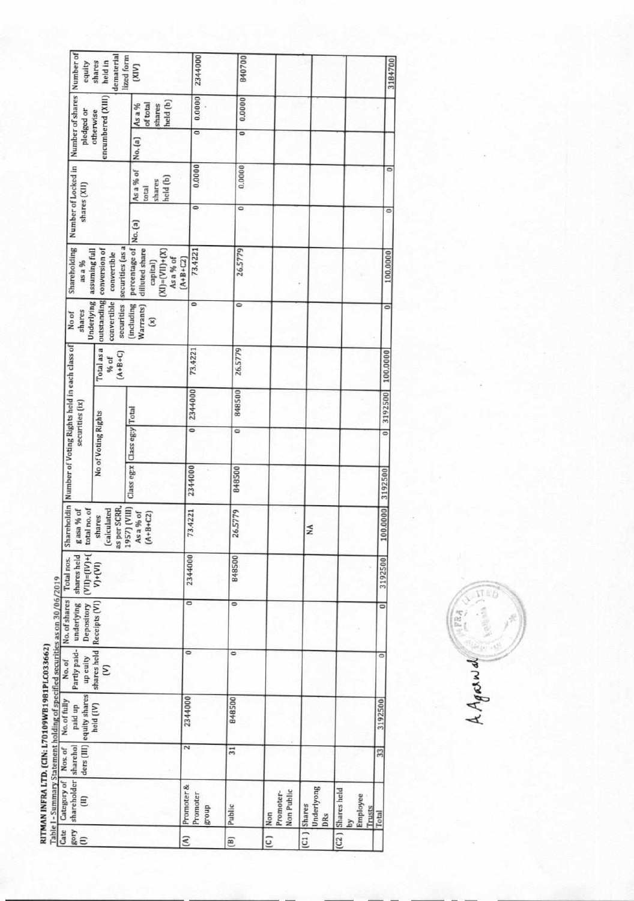**RITMAN INFRA LTD. (CIN: L70109WB1981PLC033662)**

Table I - Summary Statement holding of specified securities as on 30/06/2019

| Category (I) | Category of shareholder (II) | Nos. of shareholders (III) | No. of fully paid up equity shares held (IV) | No. of Partly paid-up equity shares held (V) | No. of shares underlying Depository Receipts (VI) | Total nos. shares held (VII)=(IV)+(V)+(VI) | Shareholding as a % of total no. of shares (calculated as per SCRR, 1957) (VIII) As a % of (A+B+C2) | Number of Voting Rights held in each class of securities (IX) | | | | No of shares Underlying outstanding convertible securities (including Warrants) (X) | Shareholding as a % assuming full conversion of convertible securities (as a percentage of diluted share capital) (XI)=(VII)+(X) As a % of (A+B+C2) | Number of Locked in shares (XII) | | Number of shares pledged or otherwise encumbered (XIII) | | Number of equity shares held in dematerialized form (XIV) |
|---|---|---|---|---|---|---|---|---|---|---|---|---|---|---|---|---|---|---|
| | | | | | | | | No of Voting Rights | | | Total as a % of (A+B+C) | | | No. (a) | As a % of total shares held (b) | No. (a) | As a % of total shares held (b) | |
| | | | | | | | | Class eg:x | Class eg:y | Total | | | | | | | | |
| (A) | Promoter & Promoter group | 2 | 2344000 | 0 | 0 | 2344000 | 73.4221 | 2344000 | 0 | 2344000 | 73.4221 | 0 | 73.4221 | 0 | 0.0000 | 0 | 0.0000 | 2344000 |
| (B) | Public | 31 | 848500 | 0 | 0 | 848500 | 26.5779 | 848500 | 0 | 848500 | 26.5779 | 0 | 26.5779 | 0 | 0.0000 | 0 | 0.0000 | 840700 |
| (C) | Non Promoter-Non Public | | | | | | | | | | | | | | | | | |
| (C1) | Shares Underlying DRs | | | | | | NA | | | | | | | | | | | |
| (C2) | Shares held by Employee Trusts | | | | | | | | | | | | | | | | | |
| | Total | 33 | 3192500 | 0 | 0 | 3192500 | 100.0000 | 3192500 | 0 | 3192500 | 100.0000 | 0 | 100.0000 | 0 | 0 | | | 3184700 |

A Agarwal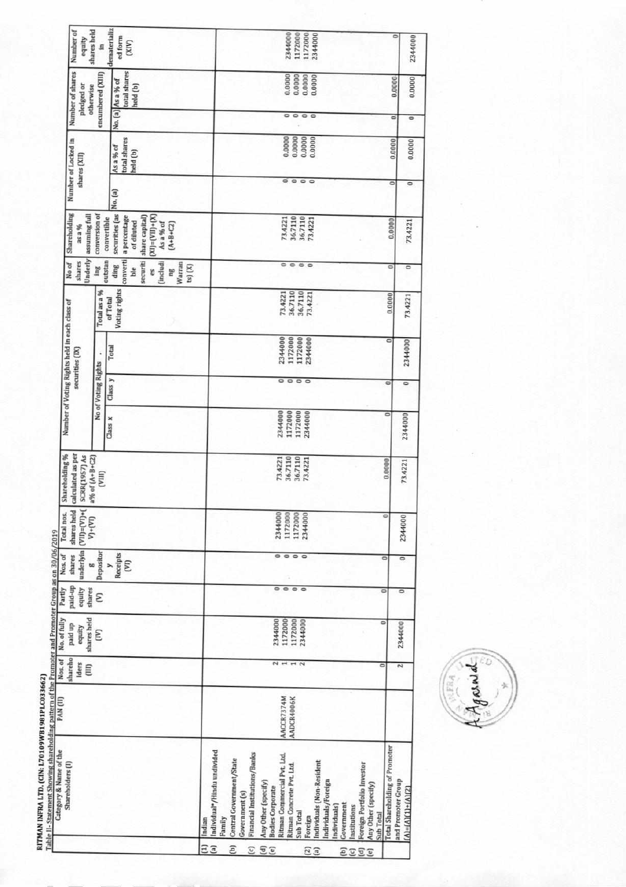**RITMAN INFRA LTD. (CIN: L70109WB1981PLC033662)**

Table II - Statement Showing shareholding pattern of the Promoter and Promoter Group as on 30/06/2019

| | Category & Name of the Shareholders (I) | PAN (II) | Nos. of shareholders (III) | No. of fully paid up equity shares held (IV) | Partly paid-up equity shares (V) | Nos. of shares underlying Depository Receipts (VI) | Total nos. shares held (VII)=(IV)+(V)+(VI) | Shareholding % calculated as per SCRR(1957) As a% of (A+B+C2) (VIII) | Number of Voting Rights held in each class of securities (IX) | | | | No of shares Underlying outstanding convertibles securities (including Warrants) (X) | Shareholding as a % assuming full conversion of convertible securities (as a percentage of diluted share capital) (XI)=(VII)+(X) As a % of (A+B+C2) | Number of Locked in shares (XII) | | Number of shares pledged or otherwise encumbered (XIII) | | Number of equity shares held in dematerialized form (XIV) |
|---|---|---|---|---|---|---|---|---|---|---|---|---|---|---|---|---|---|---|---|
| | | | | | | | | | No of Voting Rights | | | Total as a % of Total Voting rights | | | No. (a) | As a % of total shares held (b) | No. (a) | As a % of total shares held (b) | |
| | | | | | | | | | Class x | Class y | Total | | | | | | | | |
| (1) | Indian | | | | | | | | | | | | | | | | | | |
| (a) | Individual*/Hindu undivided Family | | | | | | | | | | | | | | | | | | |
| (b) | Central Government/State Government (s) | | | | | | | | | | | | | | | | | | |
| (c) | Financial Institutions/Banks | | | | | | | | | | | | | | | | | | |
| (d) | Any Other (specify) | | | | | | | | | | | | | | | | | | |
| (e) | Bodies Corporate | | 2 | 2344000 | 0 | 0 | 2344000 | 73.4221 | 2344000 | 0 | 2344000 | 73.4221 | 0 | 73.4221 | 0 | 0.0000 | 0 | 0.0000 | 2344000 |
| | Ritman Commercial Pvt. Ltd. | AACCR7374M | 1 | 1172000 | 0 | 0 | 1172000 | 36.7110 | 1172000 | 0 | 1172000 | 36.7110 | 0 | 36.7110 | 0 | 0.0000 | 0 | 0.0000 | 1172000 |
| | Ritman Concrete Pvt. Ltd. | AADCR4006K | 1 | 1172000 | 0 | 0 | 1172000 | 36.7110 | 1172000 | 0 | 1172000 | 36.7110 | 0 | 36.7110 | 0 | 0.0000 | 0 | 0.0000 | 1172000 |
| | Sub Total | | 2 | 2344000 | 0 | 0 | 2344000 | 73.4221 | 2344000 | 0 | 2344000 | 73.4221 | 0 | 73.4221 | 0 | 0.0000 | 0 | 0.0000 | 2344000 |
| (2) | Foreign | | | | | | | | | | | | | | | | | | |
| (a) | Individuals (Non-Resident Individuals/Foreign Individuals) | | | | | | | | | | | | | | | | | | |
| (b) | Government | | | | | | | | | | | | | | | | | | |
| (c) | Institutions | | | | | | | | | | | | | | | | | | |
| (d) | Foreign Portfolio Investor | | | | | | | | | | | | | | | | | | |
| (e) | Any Other (specify) | | | | | | | | | | | | | | | | | | |
| | Sub Total | | 0 | 0 | 0 | 0 | 0 | 0.0000 | 0 | 0 | 0 | 0.0000 | 0 | 0.0000 | 0 | 0.0000 | 0 | 0.0000 | 0 |
| | Total Shareholding of Promoter and Promoter Group (A)=(A)(1)+(A)(2) | | 2 | 2344000 | 0 | 0 | 2344000 | 73.4221 | 2344000 | 0 | 2344000 | 73.4221 | 0 | 73.4221 | 0 | 0.0000 | 0 | 0.0000 | 2344000 |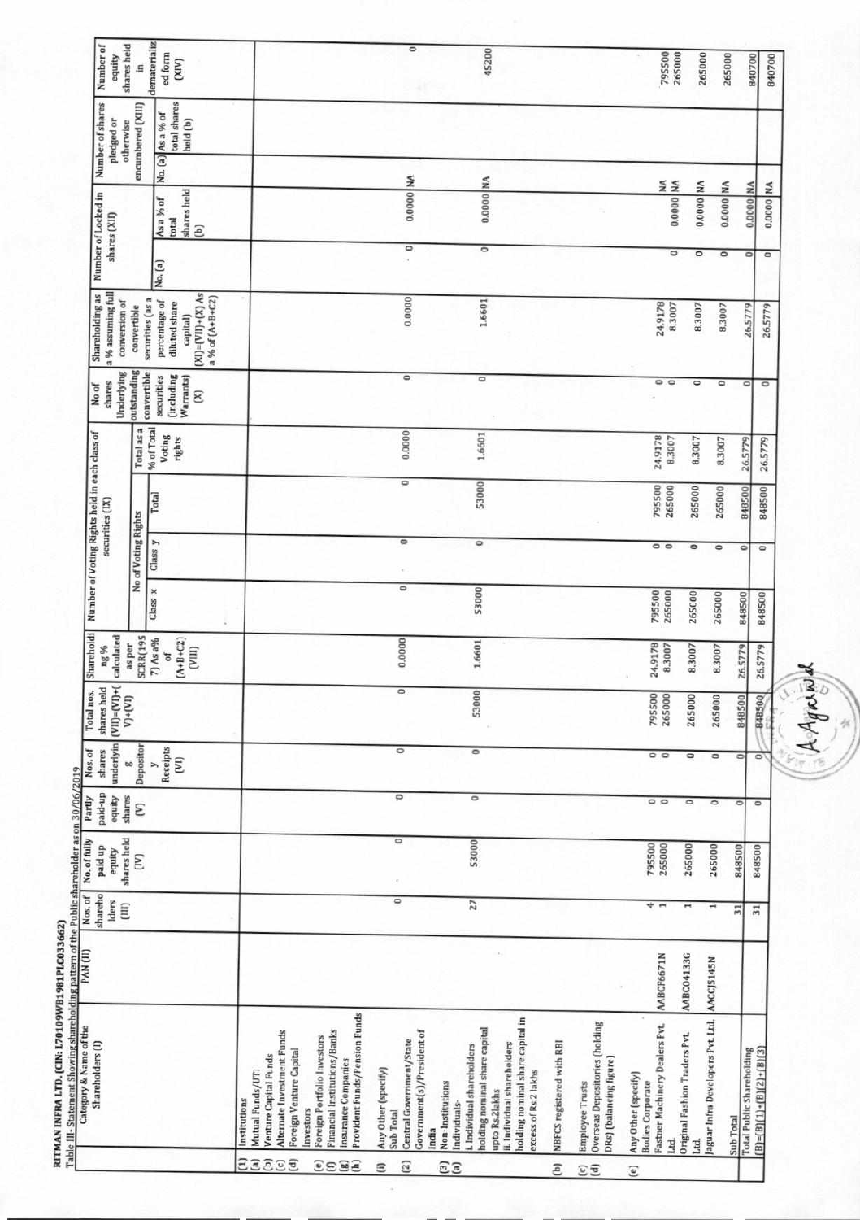RITMAN INFRA LTD. (CIN: L70109WB1981PLC033662)

Table III- Statement Showing shareholding pattern of the Public shareholder as on 30/06/2019

| | Category & Name of the Shareholders (I) | PAN (II) | Nos. of shareholders (III) | No. of fully paid up equity shares held (IV) | Partly paid-up equity shares (V) | Nos. of shares underlying Depository Receipts (VI) | Total nos. shares held (VII)=(IV)+(V)+(VI) | Shareholding % calculated as per SCRR(1957) As a% of (A+B+C2) (VIII) | Number of Voting Rights held in each class of securities (IX) | | | | No of shares Underlying outstanding convertible securities (including Warrants) (X) | Shareholding as a % assuming full conversion of convertible securities (as a percentage of diluted share capital) (XI)=(VII)+(X) As a % of (A+B+C2) | Number of Locked in shares (XII) | | Number of shares pledged or otherwise encumbered (XIII) | | Number of equity shares held in dematerialized form (XIV) |
|---|---|---|---|---|---|---|---|---|---|---|---|---|---|---|---|---|---|---|---|
| | | | | | | | | | No of Voting Rights | | | Total as a % of Total Voting rights | | | No. (a) | As a % of total shares held (b) | No. (a) | As a % of total shares held (b) | |
| | | | | | | | | | Class x | Class y | Total | | | | | | | | |
| (1) | Institutions | | | | | | | | | | | | | | | | | | |
| (a) | Mutual Funds/UTI | | | | | | | | | | | | | | | | | | |
| (b) | Venture Capital Funds | | | | | | | | | | | | | | | | | | |
| (c) | Alternate Investment Funds | | | | | | | | | | | | | | | | | | |
| (d) | Foreign Venture Capital Investors | | | | | | | | | | | | | | | | | | |
| (e) | Foreign Portfolio Investors | | | | | | | | | | | | | | | | | | |
| (f) | Financial Institutions/Banks | | | | | | | | | | | | | | | | | | |
| (g) | Insurance Companies | | | | | | | | | | | | | | | | | | |
| (h) | Provident Funds/Pension Funds | | | | | | | | | | | | | | | | | | |
| (i) | Any Other (specify) | | | | | | | | | | | | | | | | | | |
| | Sub Total | | 0 | 0 | 0 | 0 | 0 | 0.0000 | 0 | 0 | 0 | 0.0000 | 0 | 0.0000 | 0 | 0.0000 | NA | | 0 |
| (2) | Central Government/State Government(s)/President of India | | | | | | | | | | | | | | | | | | |
| (3) | Non-Institutions | | | | | | | | | | | | | | | | | | |
| (a) | Individuals- i. Individual shareholders holding nominal share capital upto Rs.2lakhs | | 27 | 53000 | 0 | 0 | 53000 | 1.6601 | 53000 | 0 | 53000 | 1.6601 | 0 | 1.6601 | 0 | 0.0000 | NA | | 45200 |
| | ii. Individual shareholders holding nominal share capital in excess of Rs.2 lakhs | | | | | | | | | | | | | | | | | | |
| (b) | NBFCS registered with RBI | | | | | | | | | | | | | | | | | | |
| (c) | Employee Trusts | | | | | | | | | | | | | | | | | | |
| (d) | Overseas Depositories (holding DRs) (balancing figure) | | | | | | | | | | | | | | | | | | |
| (e) | Any Other (specify) | | | | | | | | | | | | | | | | | | |
| | Bodies Corporate | | 4 | 795500 | 0 | 0 | 795500 | 24.9178 | 795500 | 0 | 795500 | 24.9178 | 0 | 24.9178 | | | NA | | 795500 |
| | Fastner Machinery Dealers Pvt. Ltd. | AABCF6671N | 1 | 265000 | 0 | 0 | 265000 | 8.3007 | 265000 | 0 | 265000 | 8.3007 | 0 | 8.3007 | 0 | 0.0000 | NA | | 265000 |
| | Original Fashion Traders Pvt. Ltd. | AABCO4133G | 1 | 265000 | 0 | 0 | 265000 | 8.3007 | 265000 | 0 | 265000 | 8.3007 | 0 | 8.3007 | 0 | 0.0000 | NA | | 265000 |
| | Jaguar Infra Developers Pvt. Ltd. | AACCJ5145N | 1 | 265000 | 0 | 0 | 265000 | 8.3007 | 265000 | 0 | 265000 | 8.3007 | 0 | 8.3007 | 0 | 0.0000 | NA | | 265000 |
| | Sub Total | | 31 | 848500 | 0 | 0 | 848500 | 26.5779 | 848500 | 0 | 848500 | 26.5779 | 0 | 26.5779 | 0 | 0.0000 | NA | | 840700 |
| | Total Public Shareholding (B)=(B)(1)+(B)(2)+(B)(3) | | 31 | 848500 | 0 | 0 | 848500 | 26.5779 | 848500 | 0 | 848500 | 26.5779 | 0 | 26.5779 | 0 | 0.0000 | NA | | 840700 |

A Agarwal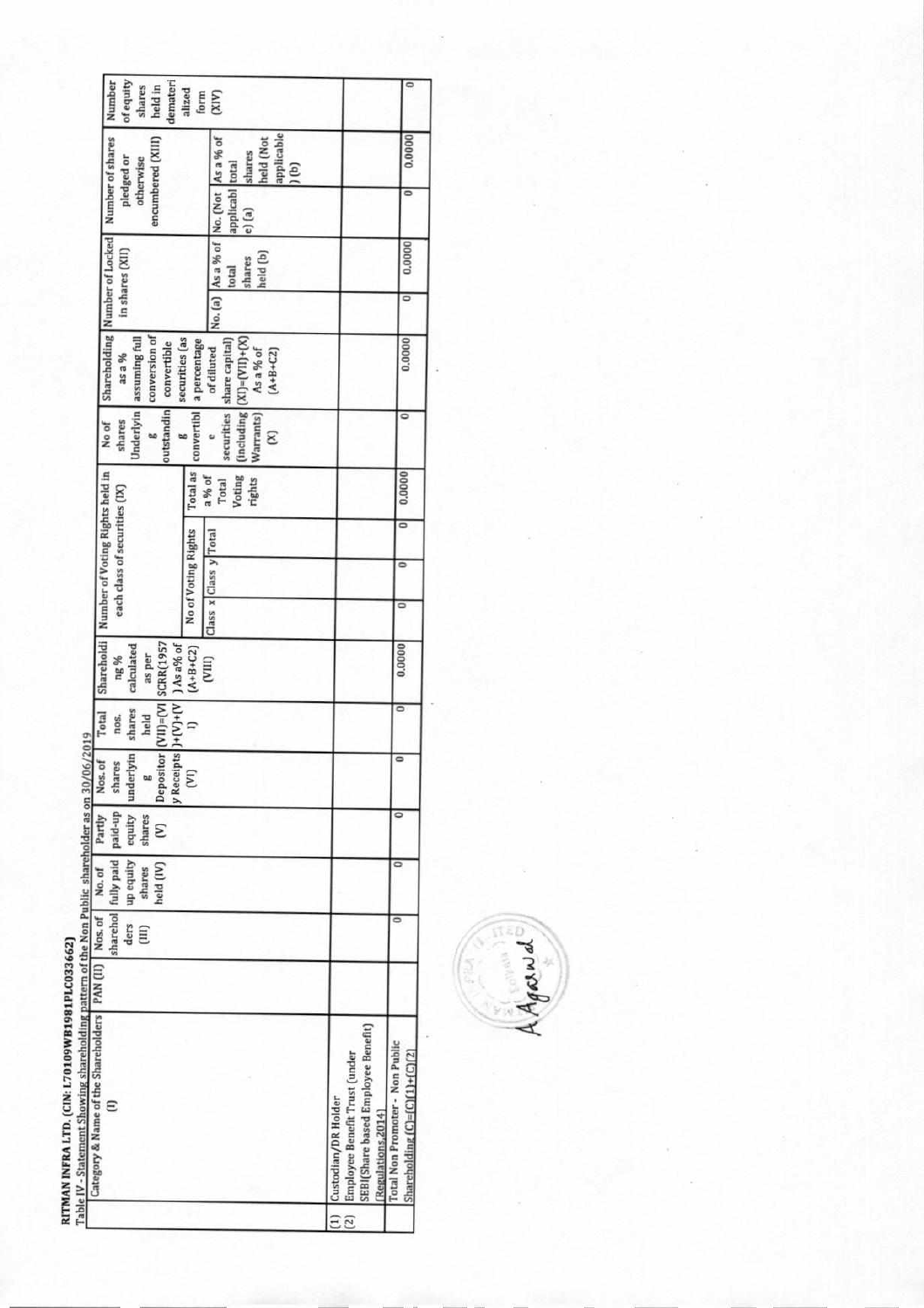**RITMAN INFRA LTD. (CIN: L70109WB1981PLC033662)**

Table IV - Statement Showing shareholding pattern of the Non Public shareholder as on 30/06/2019

| | Category & Name of the Shareholders (I) | PAN (II) | Nos. of sharehol ders (III) | No. of fully paid up equity shares held (IV) | Partly paid-up equity shares (V) | Nos. of shares underlying Depository Receipts (VI) | Total nos. shares held (VII)=(IV)+(V)+(VI) | Shareholding % calculated as per SCRR(1957) As a% of (A+B+C2) (VIII) | Number of Voting Rights held in each class of securities (IX) | | | | No of shares Underlying outstanding convertible securities (including Warrants) (X) | Shareholding as a % assuming full conversion of convertible securities (as a percentage of diluted share capital) (XI)=(VII)+(X) As a % of (A+B+C2) | Number of Locked in shares (XII) | | Number of shares pledged or otherwise encumbered (XIII) | | Number of equity shares held in dematerialized form (XIV) |
|---|---|---|---|---|---|---|---|---|---|---|---|---|---|---|---|---|---|---|---|
| | | | | | | | | | No of Voting Rights | | | Total as a % of Total Voting rights | | | No. (a) | As a % of total shares held (b) | No. (Not applicable) (a) | As a % of total shares held (Not applicable) (b) | |
| | | | | | | | | | Class x | Class y | Total | | | | | | | | |
| (1) | Custodian/DR Holder | | | | | | | | | | | | | | | | | | |
| (2) | Employee Benefit Trust (under SEBI(Share based Employee Benefit) Regulations,2014) | | | | | | | | | | | | | | | | | | |
| | Total Non Promoter - Non Public Shareholding (C)=(C)(1)+(C)(2) | | 0 | 0 | 0 | 0 | 0 | 0.0000 | 0 | 0 | 0 | 0.0000 | 0 | 0.0000 | 0 | 0.0000 | 0 | 0.0000 | 0 |

A Agarwal